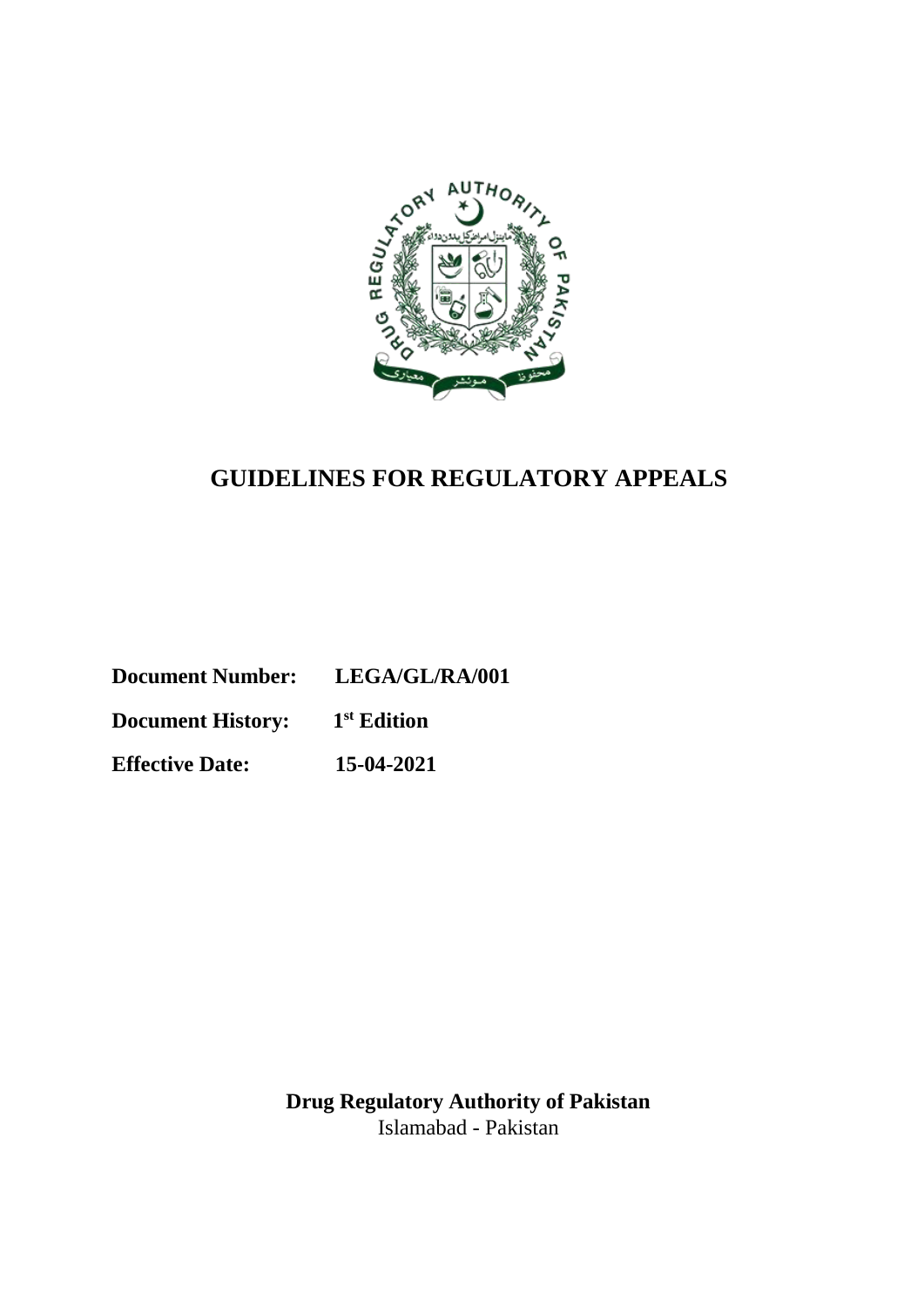# GUIDELINES FOR REGULATORY APPEALS

**Document Number:** LEGA/GL/RA/001

**Document History:** 1st Edition

**Effective Date:** 15-04-2021

**Drug Regulatory Authority of Pakistan**
Islamabad - Pakistan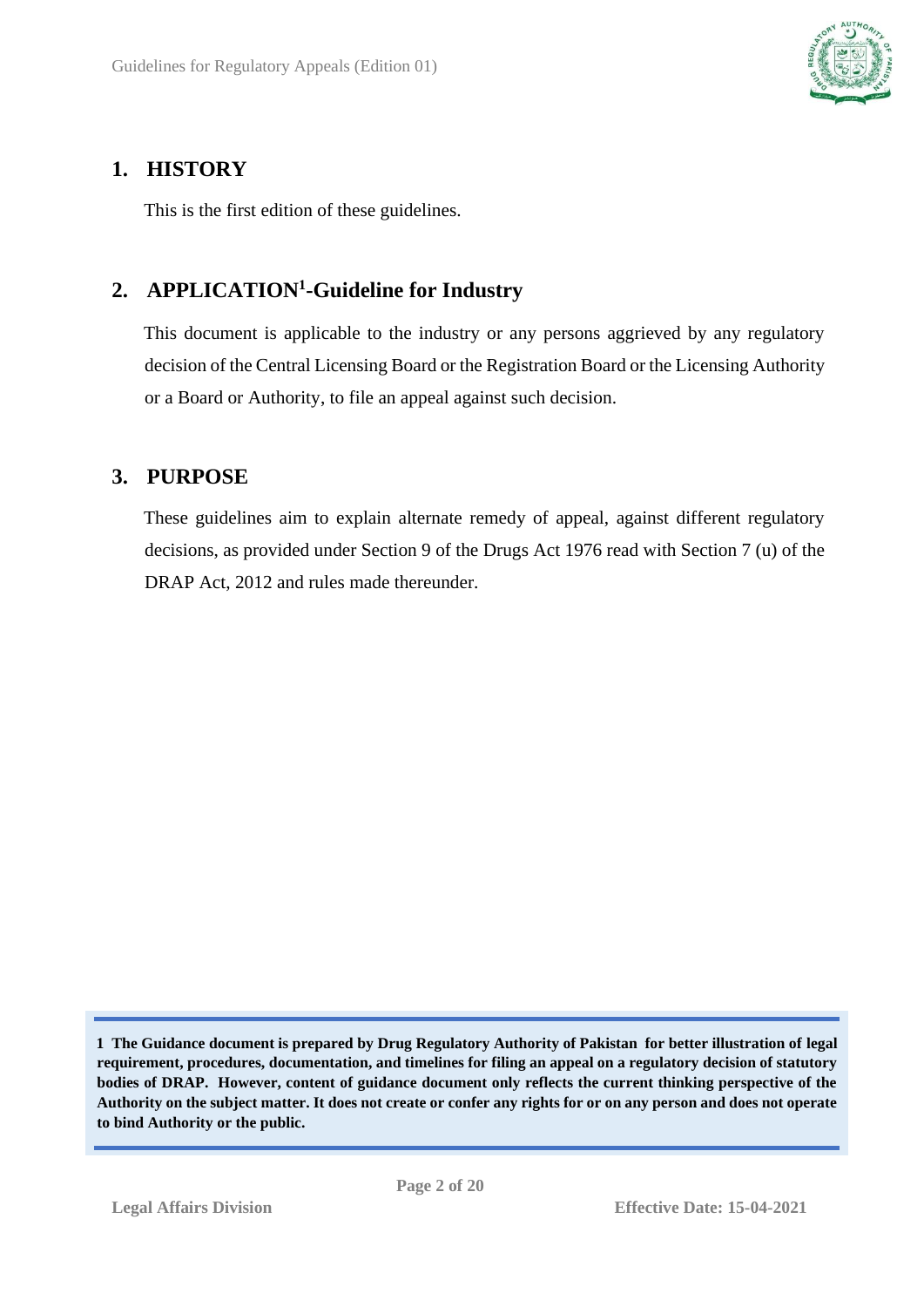## 1. HISTORY

This is the first edition of these guidelines.

## 2. APPLICATION[1]-Guideline for Industry

This document is applicable to the industry or any persons aggrieved by any regulatory decision of the Central Licensing Board or the Registration Board or the Licensing Authority or a Board or Authority, to file an appeal against such decision.

## 3. PURPOSE

These guidelines aim to explain alternate remedy of appeal, against different regulatory decisions, as provided under Section 9 of the Drugs Act 1976 read with Section 7 (u) of the DRAP Act, 2012 and rules made thereunder.

**1 The Guidance document is prepared by Drug Regulatory Authority of Pakistan for better illustration of legal requirement, procedures, documentation, and timelines for filing an appeal on a regulatory decision of statutory bodies of DRAP. However, content of guidance document only reflects the current thinking perspective of the Authority on the subject matter. It does not create or confer any rights for or on any person and does not operate to bind Authority or the public.**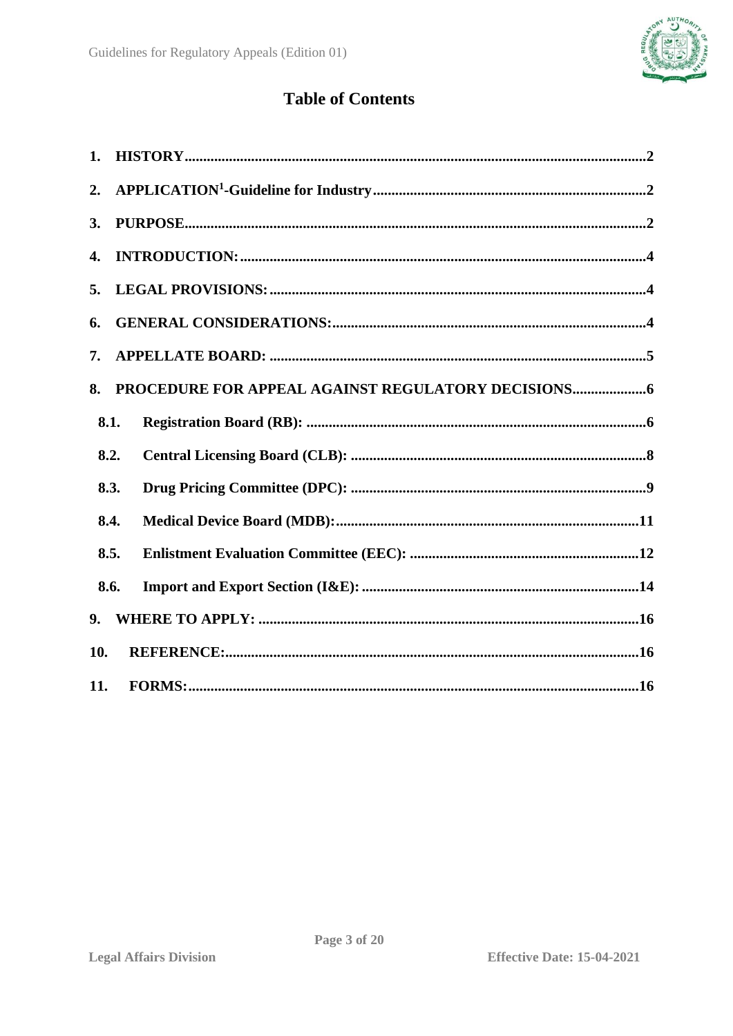# Table of Contents

1. HISTORY....2
2. APPLICATION[1]-Guideline for Industry....2
3. PURPOSE....2
4. INTRODUCTION:....4
5. LEGAL PROVISIONS:....4
6. GENERAL CONSIDERATIONS:....4
7. APPELLATE BOARD:....5
8. PROCEDURE FOR APPEAL AGAINST REGULATORY DECISIONS....6
   - 8.1. Registration Board (RB):....6
   - 8.2. Central Licensing Board (CLB):....8
   - 8.3. Drug Pricing Committee (DPC):....9
   - 8.4. Medical Device Board (MDB):....11
   - 8.5. Enlistment Evaluation Committee (EEC):....12
   - 8.6. Import and Export Section (I&E):....14
9. WHERE TO APPLY:....16
10. REFERENCE:....16
11. FORMS:....16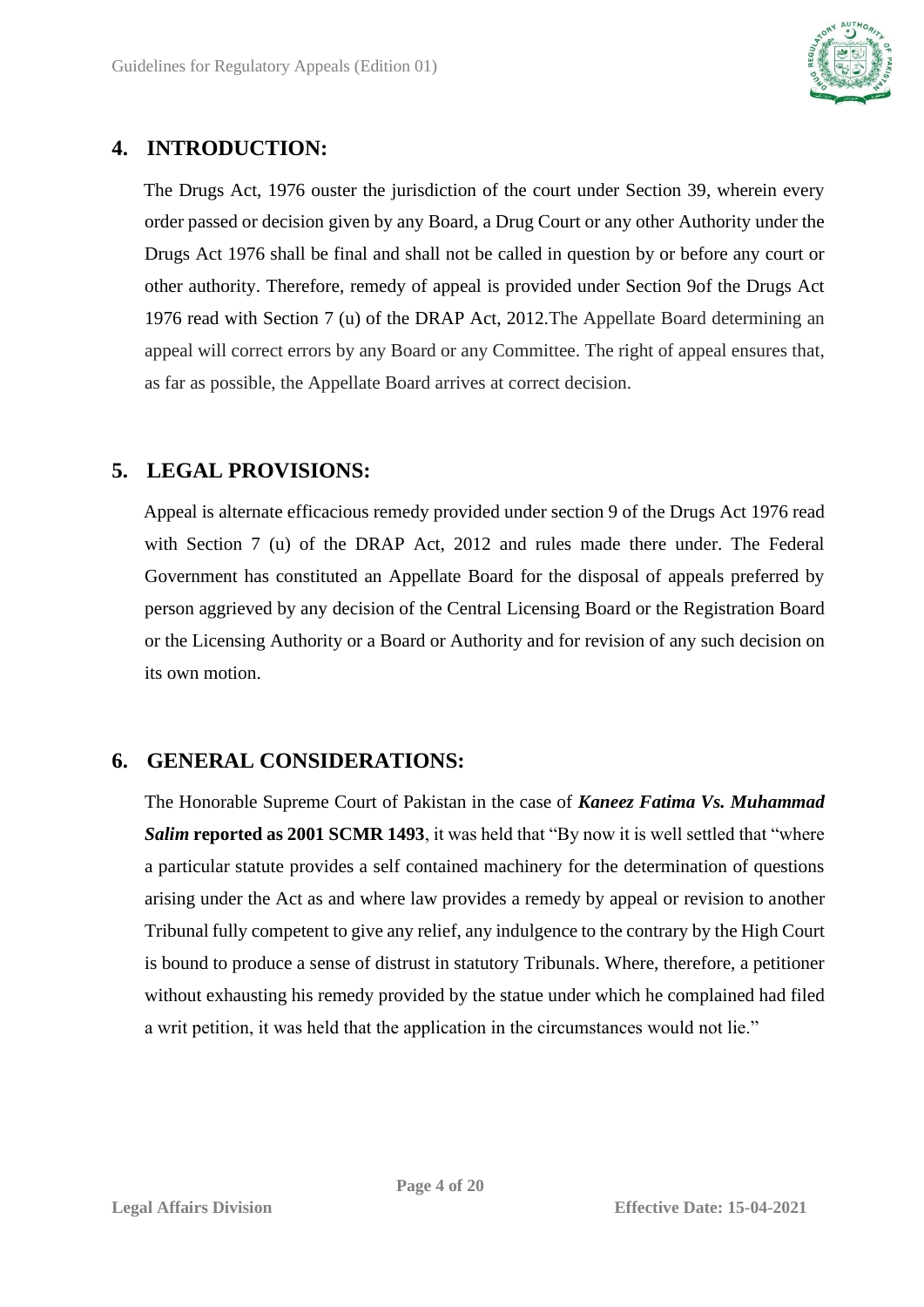## 4. INTRODUCTION:

The Drugs Act, 1976 ouster the jurisdiction of the court under Section 39, wherein every order passed or decision given by any Board, a Drug Court or any other Authority under the Drugs Act 1976 shall be final and shall not be called in question by or before any court or other authority. Therefore, remedy of appeal is provided under Section 9of the Drugs Act 1976 read with Section 7 (u) of the DRAP Act, 2012.The Appellate Board determining an appeal will correct errors by any Board or any Committee. The right of appeal ensures that, as far as possible, the Appellate Board arrives at correct decision.

## 5. LEGAL PROVISIONS:

Appeal is alternate efficacious remedy provided under section 9 of the Drugs Act 1976 read with Section 7 (u) of the DRAP Act, 2012 and rules made there under. The Federal Government has constituted an Appellate Board for the disposal of appeals preferred by person aggrieved by any decision of the Central Licensing Board or the Registration Board or the Licensing Authority or a Board or Authority and for revision of any such decision on its own motion.

## 6. GENERAL CONSIDERATIONS:

The Honorable Supreme Court of Pakistan in the case of ***Kaneez Fatima Vs. Muhammad Salim*** **reported as 2001 SCMR 1493**, it was held that "By now it is well settled that "where a particular statute provides a self contained machinery for the determination of questions arising under the Act as and where law provides a remedy by appeal or revision to another Tribunal fully competent to give any relief, any indulgence to the contrary by the High Court is bound to produce a sense of distrust in statutory Tribunals. Where, therefore, a petitioner without exhausting his remedy provided by the statue under which he complained had filed a writ petition, it was held that the application in the circumstances would not lie."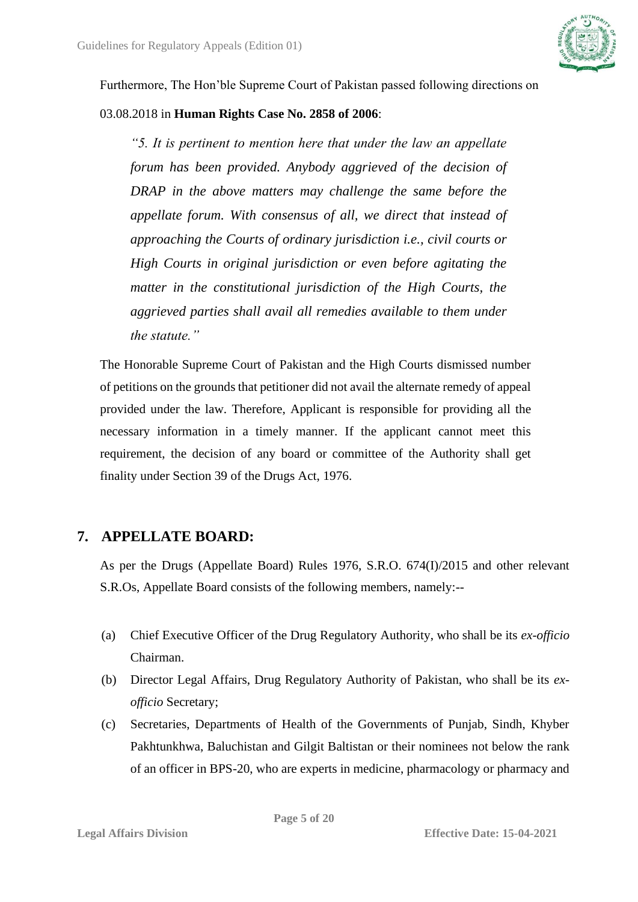Furthermore, The Hon'ble Supreme Court of Pakistan passed following directions on 03.08.2018 in **Human Rights Case No. 2858 of 2006**:

> *"5. It is pertinent to mention here that under the law an appellate forum has been provided. Anybody aggrieved of the decision of DRAP in the above matters may challenge the same before the appellate forum. With consensus of all, we direct that instead of approaching the Courts of ordinary jurisdiction i.e., civil courts or High Courts in original jurisdiction or even before agitating the matter in the constitutional jurisdiction of the High Courts, the aggrieved parties shall avail all remedies available to them under the statute."*

The Honorable Supreme Court of Pakistan and the High Courts dismissed number of petitions on the grounds that petitioner did not avail the alternate remedy of appeal provided under the law. Therefore, Applicant is responsible for providing all the necessary information in a timely manner. If the applicant cannot meet this requirement, the decision of any board or committee of the Authority shall get finality under Section 39 of the Drugs Act, 1976.

## 7. APPELLATE BOARD:

As per the Drugs (Appellate Board) Rules 1976, S.R.O. 674(I)/2015 and other relevant S.R.Os, Appellate Board consists of the following members, namely:--

(a) Chief Executive Officer of the Drug Regulatory Authority, who shall be its *ex-officio* Chairman.

(b) Director Legal Affairs, Drug Regulatory Authority of Pakistan, who shall be its *ex-officio* Secretary;

(c) Secretaries, Departments of Health of the Governments of Punjab, Sindh, Khyber Pakhtunkhwa, Baluchistan and Gilgit Baltistan or their nominees not below the rank of an officer in BPS-20, who are experts in medicine, pharmacology or pharmacy and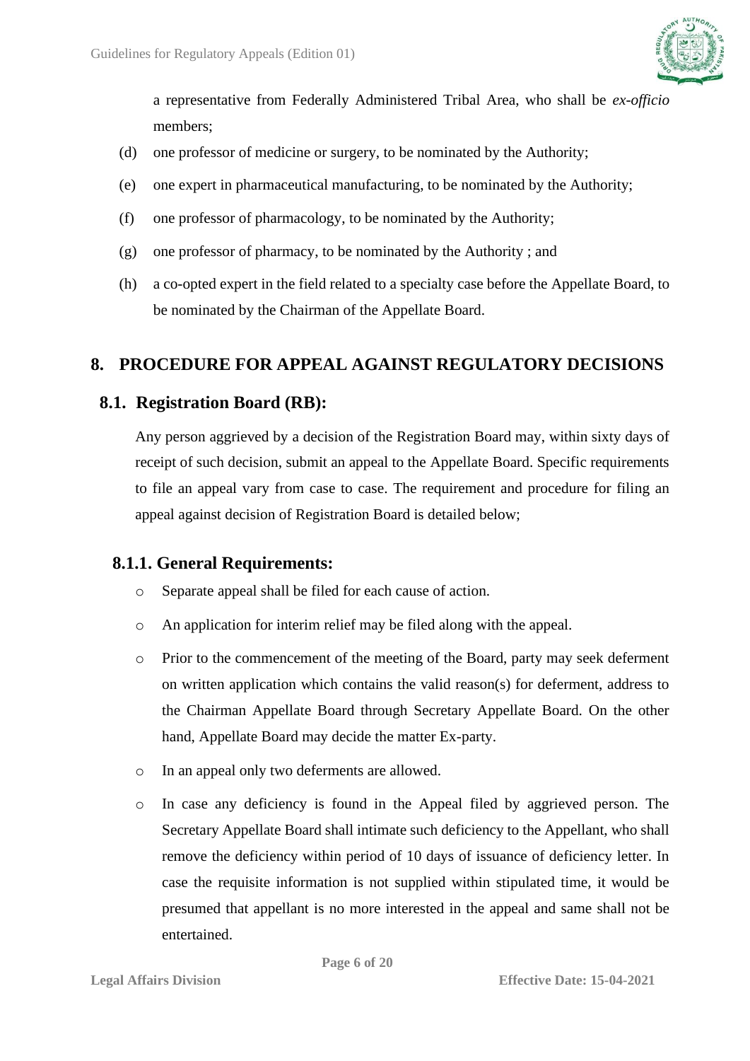a representative from Federally Administered Tribal Area, who shall be *ex-officio* members;

(d) one professor of medicine or surgery, to be nominated by the Authority;

(e) one expert in pharmaceutical manufacturing, to be nominated by the Authority;

(f) one professor of pharmacology, to be nominated by the Authority;

(g) one professor of pharmacy, to be nominated by the Authority ; and

(h) a co-opted expert in the field related to a specialty case before the Appellate Board, to be nominated by the Chairman of the Appellate Board.

## 8. PROCEDURE FOR APPEAL AGAINST REGULATORY DECISIONS

### 8.1. Registration Board (RB):

Any person aggrieved by a decision of the Registration Board may, within sixty days of receipt of such decision, submit an appeal to the Appellate Board. Specific requirements to file an appeal vary from case to case. The requirement and procedure for filing an appeal against decision of Registration Board is detailed below;

#### 8.1.1. General Requirements:

- Separate appeal shall be filed for each cause of action.
- An application for interim relief may be filed along with the appeal.
- Prior to the commencement of the meeting of the Board, party may seek deferment on written application which contains the valid reason(s) for deferment, address to the Chairman Appellate Board through Secretary Appellate Board. On the other hand, Appellate Board may decide the matter Ex-party.
- In an appeal only two deferments are allowed.
- In case any deficiency is found in the Appeal filed by aggrieved person. The Secretary Appellate Board shall intimate such deficiency to the Appellant, who shall remove the deficiency within period of 10 days of issuance of deficiency letter. In case the requisite information is not supplied within stipulated time, it would be presumed that appellant is no more interested in the appeal and same shall not be entertained.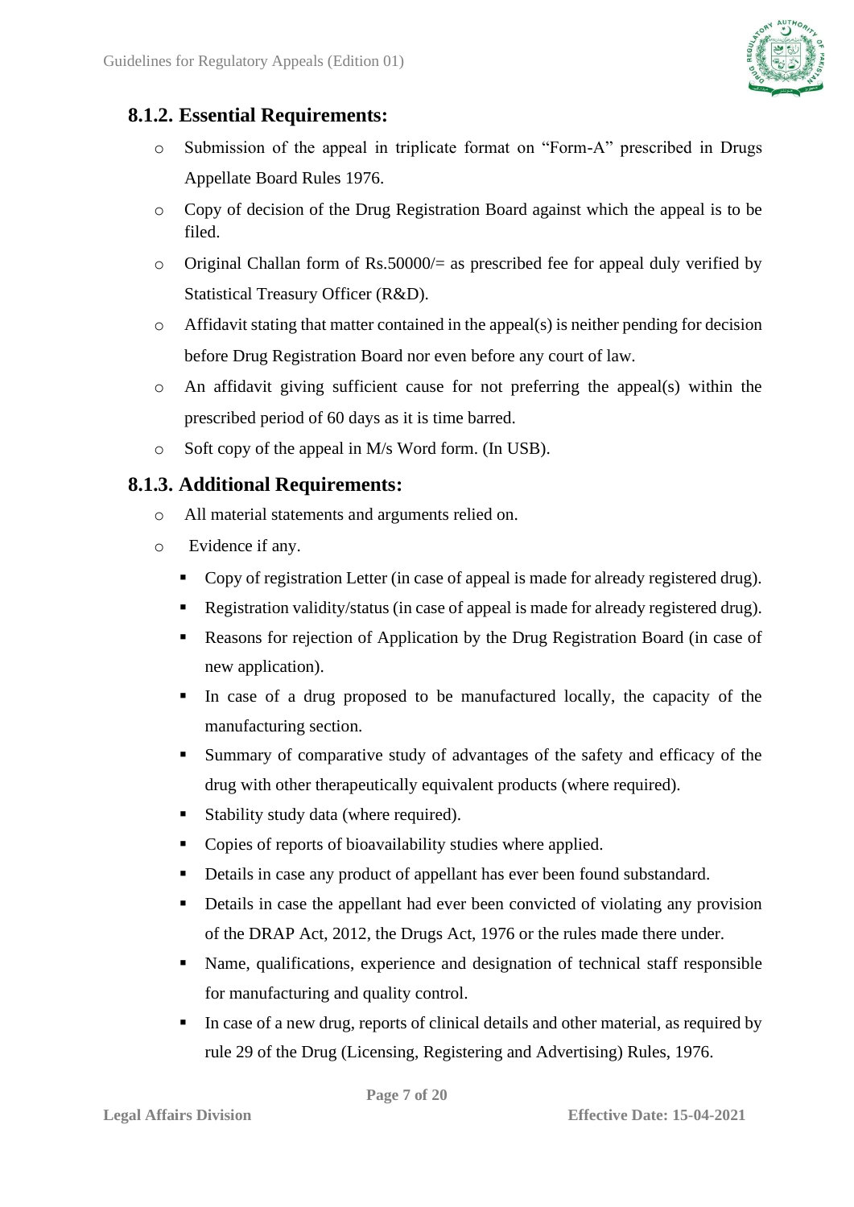### 8.1.2. Essential Requirements:

- Submission of the appeal in triplicate format on “Form-A” prescribed in Drugs Appellate Board Rules 1976.
- Copy of decision of the Drug Registration Board against which the appeal is to be filed.
- Original Challan form of Rs.50000/= as prescribed fee for appeal duly verified by Statistical Treasury Officer (R&D).
- Affidavit stating that matter contained in the appeal(s) is neither pending for decision before Drug Registration Board nor even before any court of law.
- An affidavit giving sufficient cause for not preferring the appeal(s) within the prescribed period of 60 days as it is time barred.
- Soft copy of the appeal in M/s Word form. (In USB).

### 8.1.3. Additional Requirements:

- All material statements and arguments relied on.
- Evidence if any.
  - Copy of registration Letter (in case of appeal is made for already registered drug).
  - Registration validity/status (in case of appeal is made for already registered drug).
  - Reasons for rejection of Application by the Drug Registration Board (in case of new application).
  - In case of a drug proposed to be manufactured locally, the capacity of the manufacturing section.
  - Summary of comparative study of advantages of the safety and efficacy of the drug with other therapeutically equivalent products (where required).
  - Stability study data (where required).
  - Copies of reports of bioavailability studies where applied.
  - Details in case any product of appellant has ever been found substandard.
  - Details in case the appellant had ever been convicted of violating any provision of the DRAP Act, 2012, the Drugs Act, 1976 or the rules made there under.
  - Name, qualifications, experience and designation of technical staff responsible for manufacturing and quality control.
  - In case of a new drug, reports of clinical details and other material, as required by rule 29 of the Drug (Licensing, Registering and Advertising) Rules, 1976.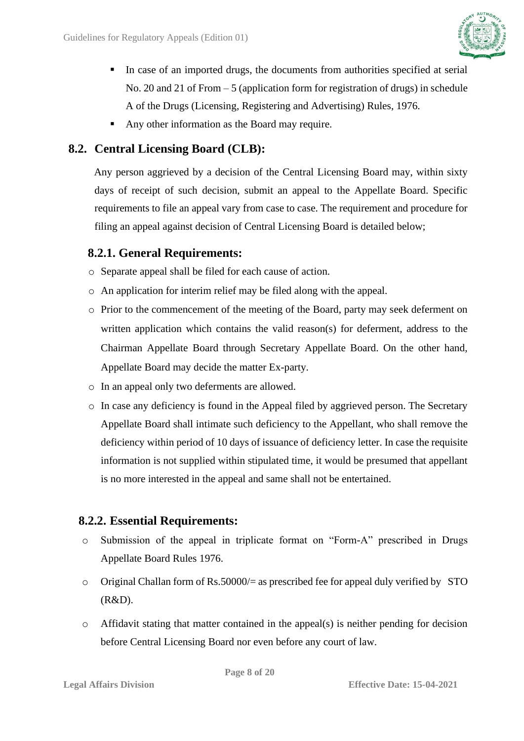- In case of an imported drugs, the documents from authorities specified at serial No. 20 and 21 of From – 5 (application form for registration of drugs) in schedule A of the Drugs (Licensing, Registering and Advertising) Rules, 1976.
- Any other information as the Board may require.

## 8.2. Central Licensing Board (CLB):

Any person aggrieved by a decision of the Central Licensing Board may, within sixty days of receipt of such decision, submit an appeal to the Appellate Board. Specific requirements to file an appeal vary from case to case. The requirement and procedure for filing an appeal against decision of Central Licensing Board is detailed below;

### 8.2.1. General Requirements:

- Separate appeal shall be filed for each cause of action.
- An application for interim relief may be filed along with the appeal.
- Prior to the commencement of the meeting of the Board, party may seek deferment on written application which contains the valid reason(s) for deferment, address to the Chairman Appellate Board through Secretary Appellate Board. On the other hand, Appellate Board may decide the matter Ex-party.
- In an appeal only two deferments are allowed.
- In case any deficiency is found in the Appeal filed by aggrieved person. The Secretary Appellate Board shall intimate such deficiency to the Appellant, who shall remove the deficiency within period of 10 days of issuance of deficiency letter. In case the requisite information is not supplied within stipulated time, it would be presumed that appellant is no more interested in the appeal and same shall not be entertained.

### 8.2.2. Essential Requirements:

- Submission of the appeal in triplicate format on "Form-A" prescribed in Drugs Appellate Board Rules 1976.
- Original Challan form of Rs.50000/= as prescribed fee for appeal duly verified by STO (R&D).
- Affidavit stating that matter contained in the appeal(s) is neither pending for decision before Central Licensing Board nor even before any court of law.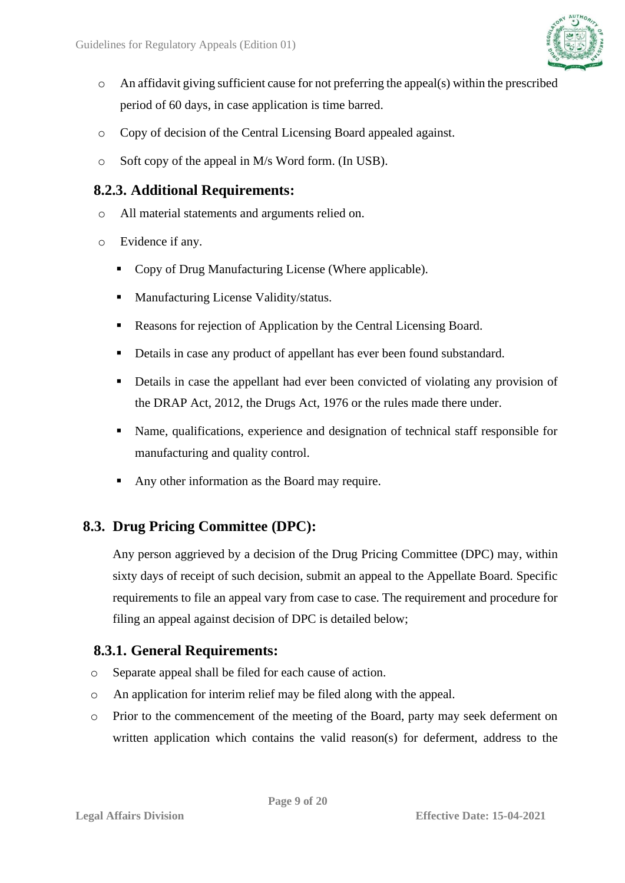- An affidavit giving sufficient cause for not preferring the appeal(s) within the prescribed period of 60 days, in case application is time barred.
- Copy of decision of the Central Licensing Board appealed against.
- Soft copy of the appeal in M/s Word form. (In USB).

### 8.2.3. Additional Requirements:

- All material statements and arguments relied on.
- Evidence if any.
  - Copy of Drug Manufacturing License (Where applicable).
  - Manufacturing License Validity/status.
  - Reasons for rejection of Application by the Central Licensing Board.
  - Details in case any product of appellant has ever been found substandard.
  - Details in case the appellant had ever been convicted of violating any provision of the DRAP Act, 2012, the Drugs Act, 1976 or the rules made there under.
  - Name, qualifications, experience and designation of technical staff responsible for manufacturing and quality control.
  - Any other information as the Board may require.

## 8.3. Drug Pricing Committee (DPC):

Any person aggrieved by a decision of the Drug Pricing Committee (DPC) may, within sixty days of receipt of such decision, submit an appeal to the Appellate Board. Specific requirements to file an appeal vary from case to case. The requirement and procedure for filing an appeal against decision of DPC is detailed below;

### 8.3.1. General Requirements:

- Separate appeal shall be filed for each cause of action.
- An application for interim relief may be filed along with the appeal.
- Prior to the commencement of the meeting of the Board, party may seek deferment on written application which contains the valid reason(s) for deferment, address to the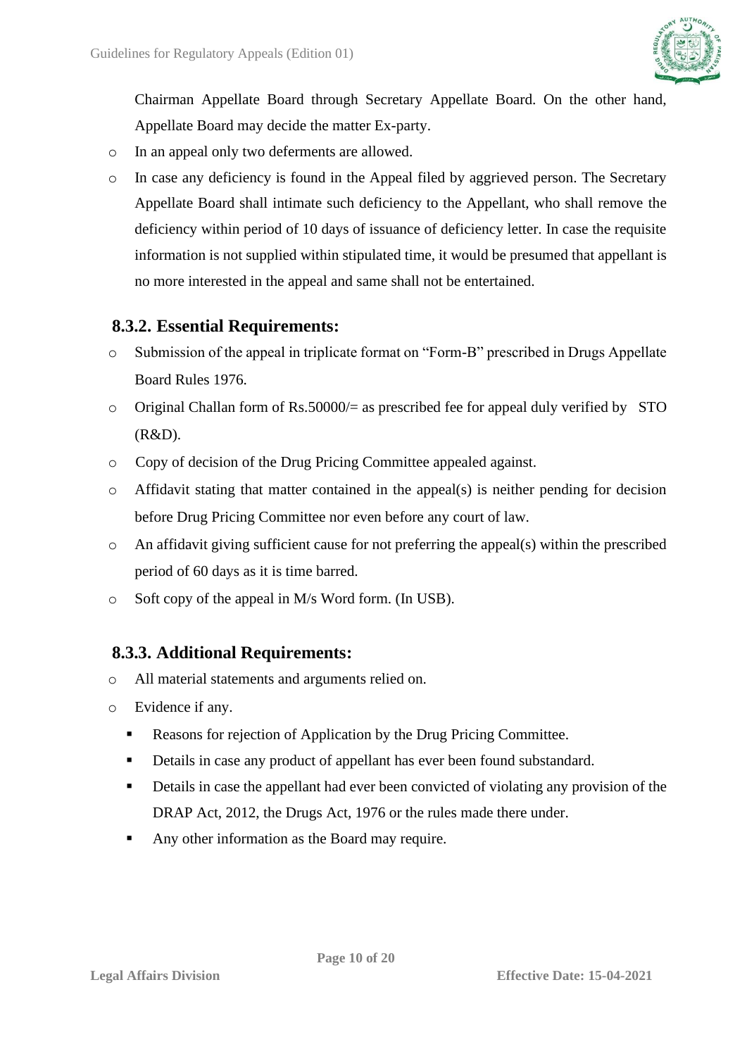Chairman Appellate Board through Secretary Appellate Board. On the other hand, Appellate Board may decide the matter Ex-party.

- In an appeal only two deferments are allowed.
- In case any deficiency is found in the Appeal filed by aggrieved person. The Secretary Appellate Board shall intimate such deficiency to the Appellant, who shall remove the deficiency within period of 10 days of issuance of deficiency letter. In case the requisite information is not supplied within stipulated time, it would be presumed that appellant is no more interested in the appeal and same shall not be entertained.

### 8.3.2. Essential Requirements:

- Submission of the appeal in triplicate format on "Form-B" prescribed in Drugs Appellate Board Rules 1976.
- Original Challan form of Rs.50000/= as prescribed fee for appeal duly verified by STO (R&D).
- Copy of decision of the Drug Pricing Committee appealed against.
- Affidavit stating that matter contained in the appeal(s) is neither pending for decision before Drug Pricing Committee nor even before any court of law.
- An affidavit giving sufficient cause for not preferring the appeal(s) within the prescribed period of 60 days as it is time barred.
- Soft copy of the appeal in M/s Word form. (In USB).

### 8.3.3. Additional Requirements:

- All material statements and arguments relied on.
- Evidence if any.
  - Reasons for rejection of Application by the Drug Pricing Committee.
  - Details in case any product of appellant has ever been found substandard.
  - Details in case the appellant had ever been convicted of violating any provision of the DRAP Act, 2012, the Drugs Act, 1976 or the rules made there under.
  - Any other information as the Board may require.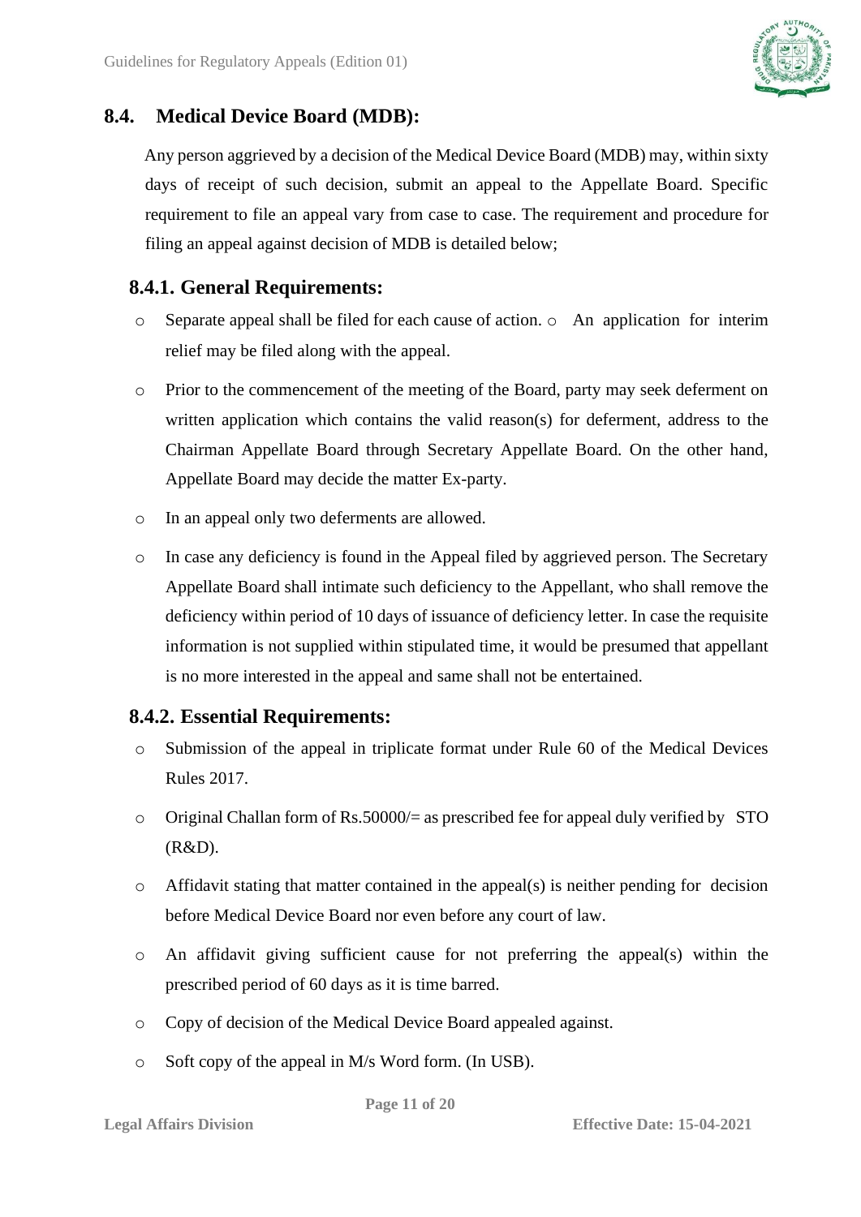## 8.4. Medical Device Board (MDB):

Any person aggrieved by a decision of the Medical Device Board (MDB) may, within sixty days of receipt of such decision, submit an appeal to the Appellate Board. Specific requirement to file an appeal vary from case to case. The requirement and procedure for filing an appeal against decision of MDB is detailed below;

### 8.4.1. General Requirements:

- Separate appeal shall be filed for each cause of action.
- An application for interim relief may be filed along with the appeal.
- Prior to the commencement of the meeting of the Board, party may seek deferment on written application which contains the valid reason(s) for deferment, address to the Chairman Appellate Board through Secretary Appellate Board. On the other hand, Appellate Board may decide the matter Ex-party.
- In an appeal only two deferments are allowed.
- In case any deficiency is found in the Appeal filed by aggrieved person. The Secretary Appellate Board shall intimate such deficiency to the Appellant, who shall remove the deficiency within period of 10 days of issuance of deficiency letter. In case the requisite information is not supplied within stipulated time, it would be presumed that appellant is no more interested in the appeal and same shall not be entertained.

### 8.4.2. Essential Requirements:

- Submission of the appeal in triplicate format under Rule 60 of the Medical Devices Rules 2017.
- Original Challan form of Rs.50000/= as prescribed fee for appeal duly verified by STO (R&D).
- Affidavit stating that matter contained in the appeal(s) is neither pending for decision before Medical Device Board nor even before any court of law.
- An affidavit giving sufficient cause for not preferring the appeal(s) within the prescribed period of 60 days as it is time barred.
- Copy of decision of the Medical Device Board appealed against.
- Soft copy of the appeal in M/s Word form. (In USB).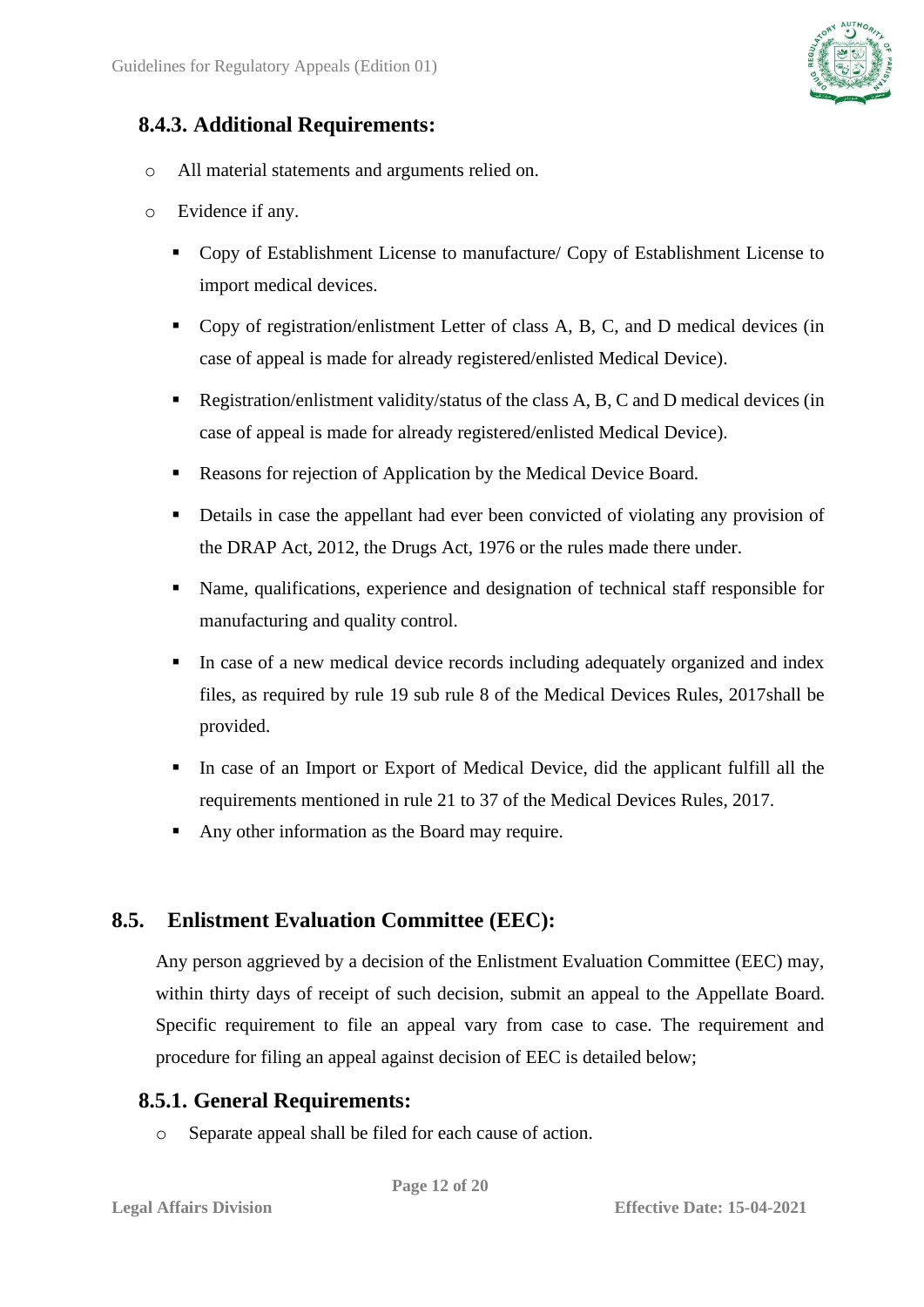### 8.4.3. Additional Requirements:

- All material statements and arguments relied on.
- Evidence if any.
  - Copy of Establishment License to manufacture/ Copy of Establishment License to import medical devices.
  - Copy of registration/enlistment Letter of class A, B, C, and D medical devices (in case of appeal is made for already registered/enlisted Medical Device).
  - Registration/enlistment validity/status of the class A, B, C and D medical devices (in case of appeal is made for already registered/enlisted Medical Device).
  - Reasons for rejection of Application by the Medical Device Board.
  - Details in case the appellant had ever been convicted of violating any provision of the DRAP Act, 2012, the Drugs Act, 1976 or the rules made there under.
  - Name, qualifications, experience and designation of technical staff responsible for manufacturing and quality control.
  - In case of a new medical device records including adequately organized and index files, as required by rule 19 sub rule 8 of the Medical Devices Rules, 2017shall be provided.
  - In case of an Import or Export of Medical Device, did the applicant fulfill all the requirements mentioned in rule 21 to 37 of the Medical Devices Rules, 2017.
  - Any other information as the Board may require.

## 8.5. Enlistment Evaluation Committee (EEC):

Any person aggrieved by a decision of the Enlistment Evaluation Committee (EEC) may, within thirty days of receipt of such decision, submit an appeal to the Appellate Board. Specific requirement to file an appeal vary from case to case. The requirement and procedure for filing an appeal against decision of EEC is detailed below;

### 8.5.1. General Requirements:

- Separate appeal shall be filed for each cause of action.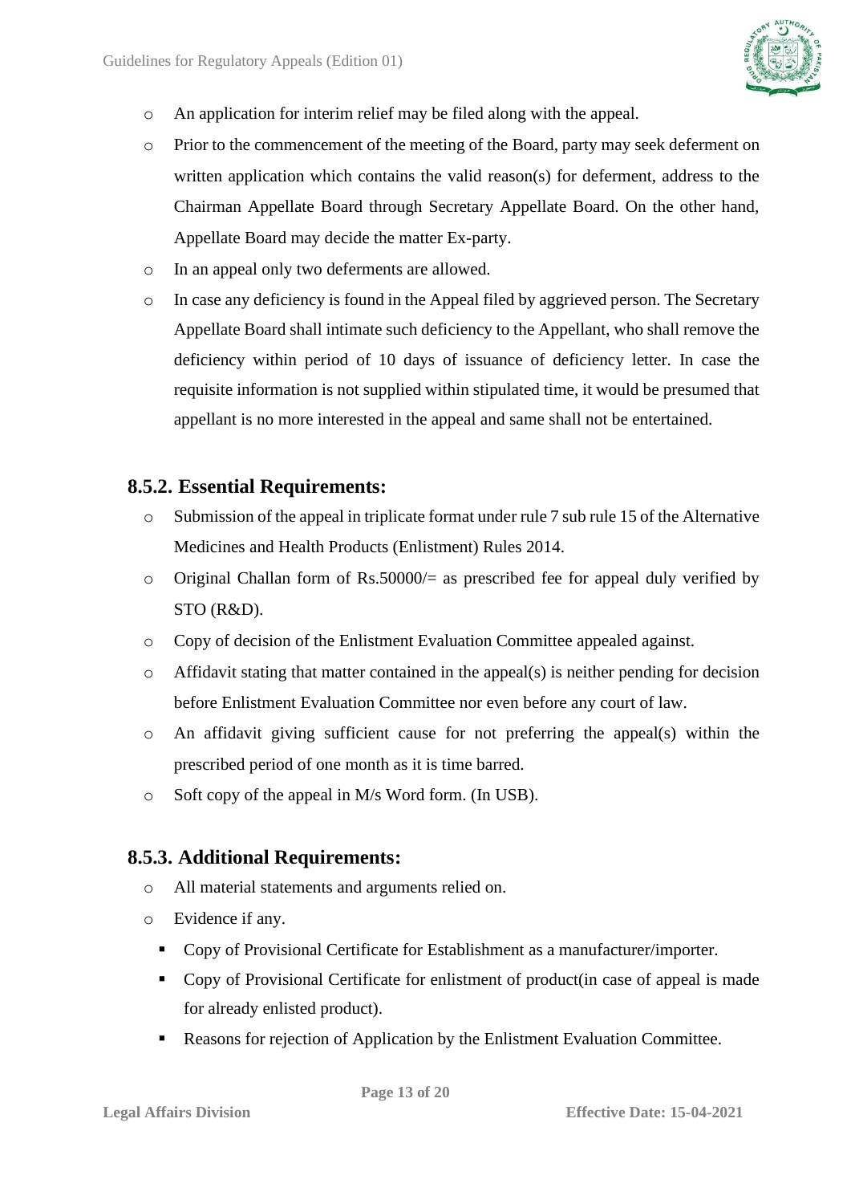- An application for interim relief may be filed along with the appeal.
- Prior to the commencement of the meeting of the Board, party may seek deferment on written application which contains the valid reason(s) for deferment, address to the Chairman Appellate Board through Secretary Appellate Board. On the other hand, Appellate Board may decide the matter Ex-party.
- In an appeal only two deferments are allowed.
- In case any deficiency is found in the Appeal filed by aggrieved person. The Secretary Appellate Board shall intimate such deficiency to the Appellant, who shall remove the deficiency within period of 10 days of issuance of deficiency letter. In case the requisite information is not supplied within stipulated time, it would be presumed that appellant is no more interested in the appeal and same shall not be entertained.

### 8.5.2. Essential Requirements:

- Submission of the appeal in triplicate format under rule 7 sub rule 15 of the Alternative Medicines and Health Products (Enlistment) Rules 2014.
- Original Challan form of Rs.50000/= as prescribed fee for appeal duly verified by STO (R&D).
- Copy of decision of the Enlistment Evaluation Committee appealed against.
- Affidavit stating that matter contained in the appeal(s) is neither pending for decision before Enlistment Evaluation Committee nor even before any court of law.
- An affidavit giving sufficient cause for not preferring the appeal(s) within the prescribed period of one month as it is time barred.
- Soft copy of the appeal in M/s Word form. (In USB).

### 8.5.3. Additional Requirements:

- All material statements and arguments relied on.
- Evidence if any.
  - Copy of Provisional Certificate for Establishment as a manufacturer/importer.
  - Copy of Provisional Certificate for enlistment of product(in case of appeal is made for already enlisted product).
  - Reasons for rejection of Application by the Enlistment Evaluation Committee.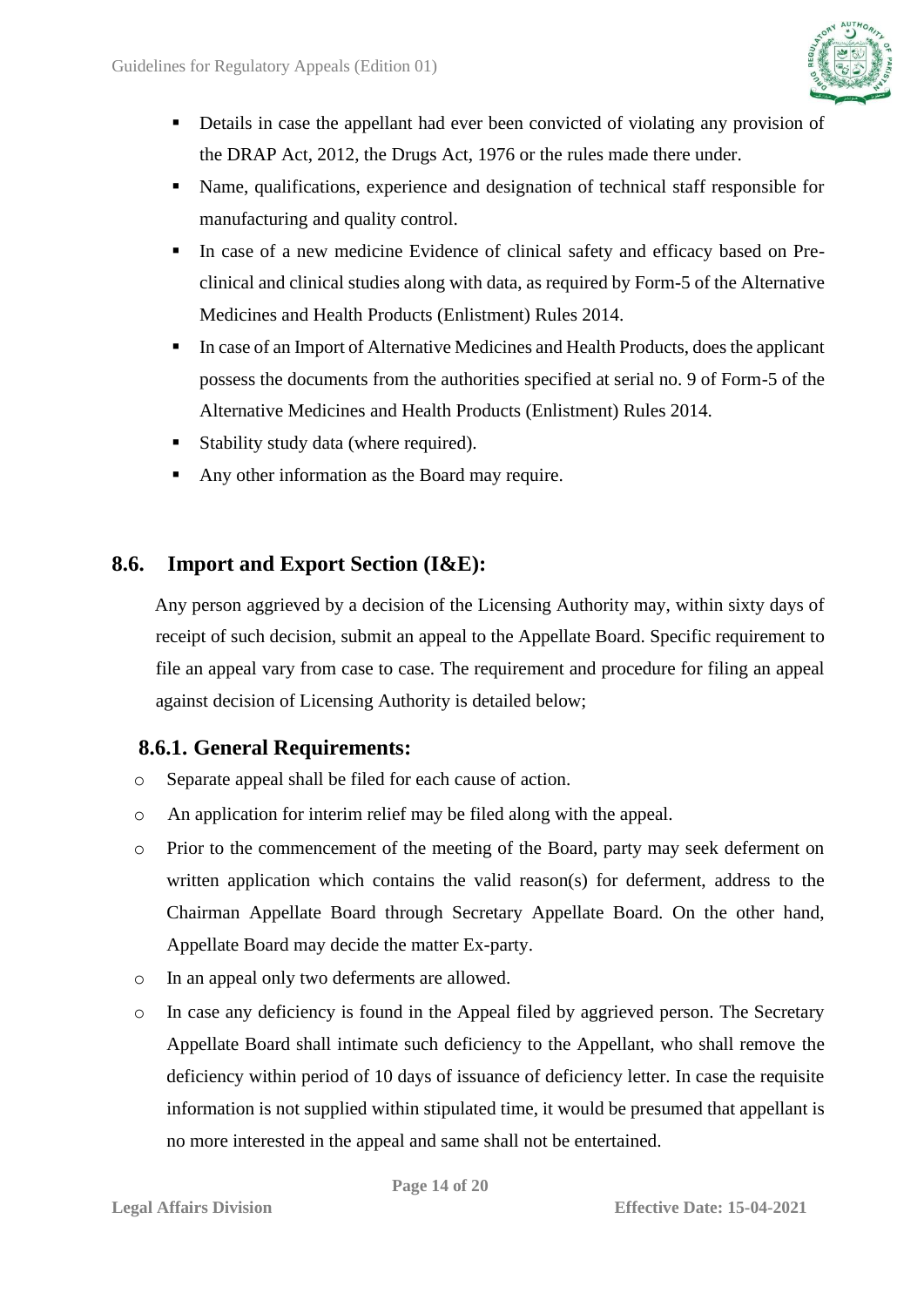- Details in case the appellant had ever been convicted of violating any provision of the DRAP Act, 2012, the Drugs Act, 1976 or the rules made there under.
- Name, qualifications, experience and designation of technical staff responsible for manufacturing and quality control.
- In case of a new medicine Evidence of clinical safety and efficacy based on Pre-clinical and clinical studies along with data, as required by Form-5 of the Alternative Medicines and Health Products (Enlistment) Rules 2014.
- In case of an Import of Alternative Medicines and Health Products, does the applicant possess the documents from the authorities specified at serial no. 9 of Form-5 of the Alternative Medicines and Health Products (Enlistment) Rules 2014.
- Stability study data (where required).
- Any other information as the Board may require.

## 8.6. Import and Export Section (I&E):

Any person aggrieved by a decision of the Licensing Authority may, within sixty days of receipt of such decision, submit an appeal to the Appellate Board. Specific requirement to file an appeal vary from case to case. The requirement and procedure for filing an appeal against decision of Licensing Authority is detailed below;

### 8.6.1. General Requirements:

- Separate appeal shall be filed for each cause of action.
- An application for interim relief may be filed along with the appeal.
- Prior to the commencement of the meeting of the Board, party may seek deferment on written application which contains the valid reason(s) for deferment, address to the Chairman Appellate Board through Secretary Appellate Board. On the other hand, Appellate Board may decide the matter Ex-party.
- In an appeal only two deferments are allowed.
- In case any deficiency is found in the Appeal filed by aggrieved person. The Secretary Appellate Board shall intimate such deficiency to the Appellant, who shall remove the deficiency within period of 10 days of issuance of deficiency letter. In case the requisite information is not supplied within stipulated time, it would be presumed that appellant is no more interested in the appeal and same shall not be entertained.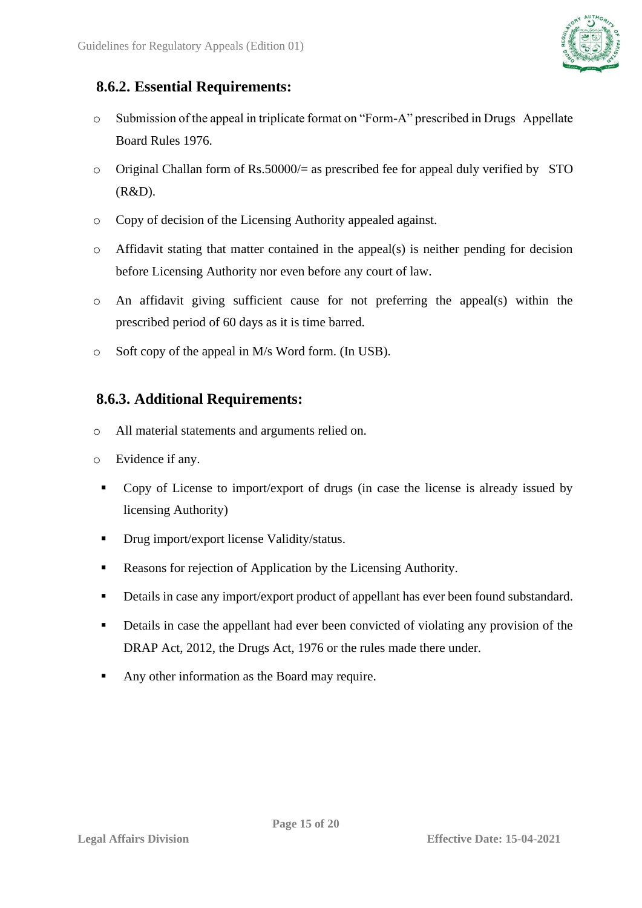### 8.6.2. Essential Requirements:

- Submission of the appeal in triplicate format on "Form-A" prescribed in Drugs Appellate Board Rules 1976.
- Original Challan form of Rs.50000/= as prescribed fee for appeal duly verified by STO (R&D).
- Copy of decision of the Licensing Authority appealed against.
- Affidavit stating that matter contained in the appeal(s) is neither pending for decision before Licensing Authority nor even before any court of law.
- An affidavit giving sufficient cause for not preferring the appeal(s) within the prescribed period of 60 days as it is time barred.
- Soft copy of the appeal in M/s Word form. (In USB).

### 8.6.3. Additional Requirements:

- All material statements and arguments relied on.
- Evidence if any.
  - Copy of License to import/export of drugs (in case the license is already issued by licensing Authority)
  - Drug import/export license Validity/status.
  - Reasons for rejection of Application by the Licensing Authority.
  - Details in case any import/export product of appellant has ever been found substandard.
  - Details in case the appellant had ever been convicted of violating any provision of the DRAP Act, 2012, the Drugs Act, 1976 or the rules made there under.
  - Any other information as the Board may require.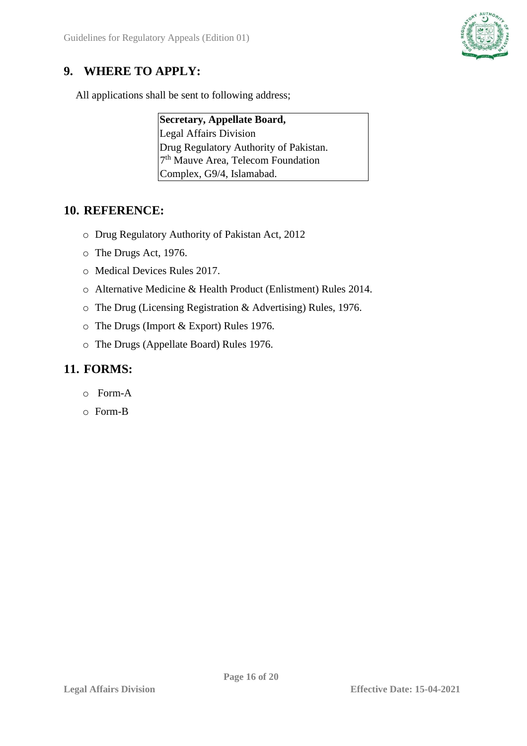## 9. WHERE TO APPLY:

All applications shall be sent to following address;

| |
|---|
| **Secretary, Appellate Board,**<br>Legal Affairs Division<br>Drug Regulatory Authority of Pakistan.<br>7th Mauve Area, Telecom Foundation Complex, G9/4, Islamabad. |

## 10. REFERENCE:

- Drug Regulatory Authority of Pakistan Act, 2012
- The Drugs Act, 1976.
- Medical Devices Rules 2017.
- Alternative Medicine & Health Product (Enlistment) Rules 2014.
- The Drug (Licensing Registration & Advertising) Rules, 1976.
- The Drugs (Import & Export) Rules 1976.
- The Drugs (Appellate Board) Rules 1976.

## 11. FORMS:

- Form-A
- Form-B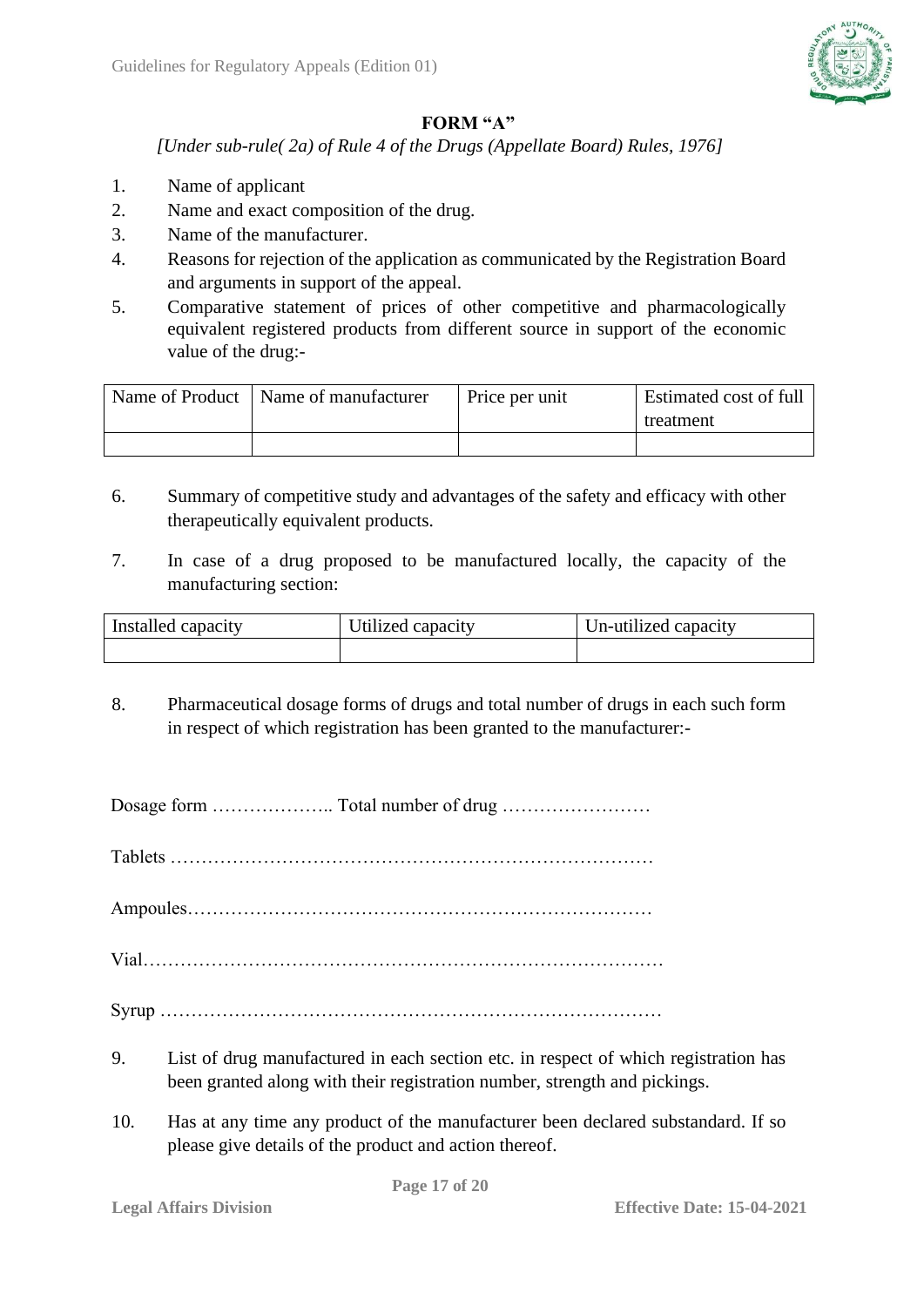**FORM "A"**

*[Under sub-rule( 2a) of Rule 4 of the Drugs (Appellate Board) Rules, 1976]*

1. Name of applicant
2. Name and exact composition of the drug.
3. Name of the manufacturer.
4. Reasons for rejection of the application as communicated by the Registration Board and arguments in support of the appeal.
5. Comparative statement of prices of other competitive and pharmacologically equivalent registered products from different source in support of the economic value of the drug:-

| Name of Product | Name of manufacturer | Price per unit | Estimated cost of full treatment |
|---|---|---|---|
| | | | |

6. Summary of competitive study and advantages of the safety and efficacy with other therapeutically equivalent products.
7. In case of a drug proposed to be manufactured locally, the capacity of the manufacturing section:

| Installed capacity | Utilized capacity | Un-utilized capacity |
|---|---|---|
| | | |

8. Pharmaceutical dosage forms of drugs and total number of drugs in each such form in respect of which registration has been granted to the manufacturer:-

Dosage form ……………….. Total number of drug ……………………

Tablets ……………………………………………………………………

Ampoules…………………………………………………………………

Vial…………………………………………………………………………

Syrup ………………………………………………………………………

9. List of drug manufactured in each section etc. in respect of which registration has been granted along with their registration number, strength and pickings.
10. Has at any time any product of the manufacturer been declared substandard. If so please give details of the product and action thereof.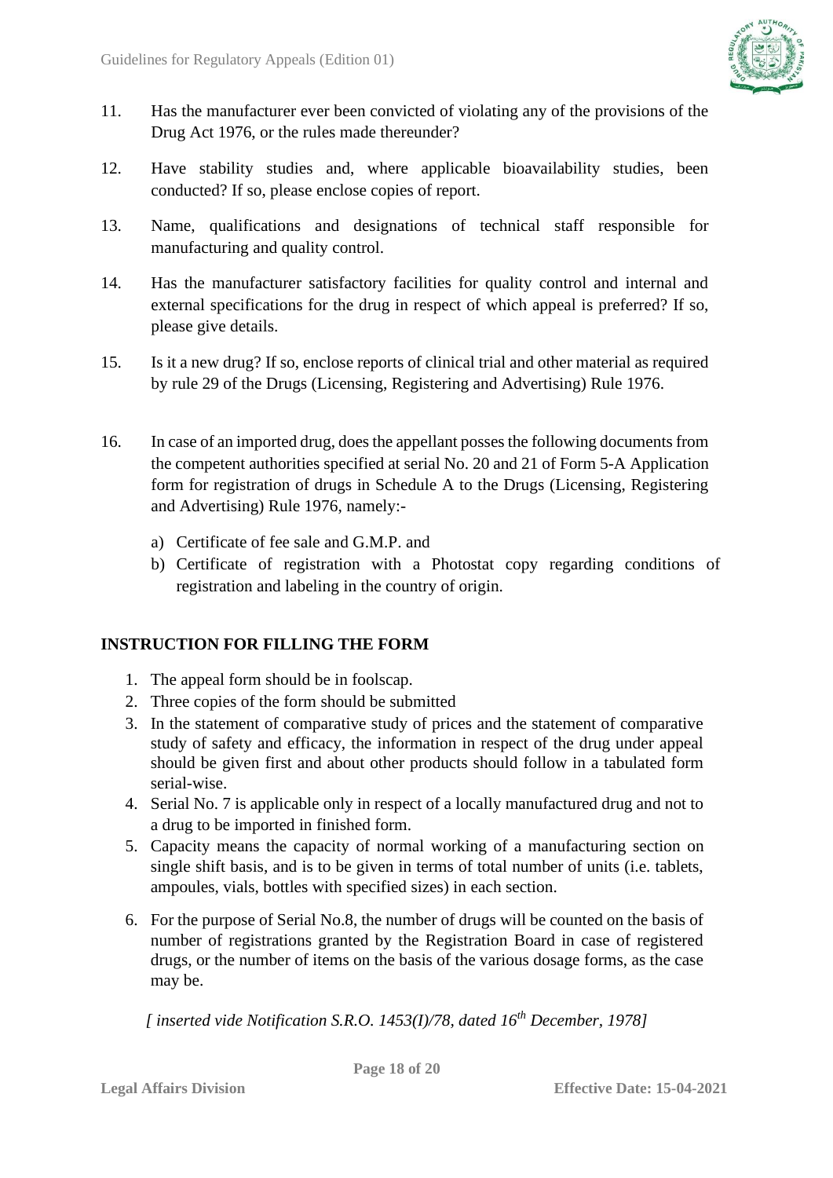11. Has the manufacturer ever been convicted of violating any of the provisions of the Drug Act 1976, or the rules made thereunder?

12. Have stability studies and, where applicable bioavailability studies, been conducted? If so, please enclose copies of report.

13. Name, qualifications and designations of technical staff responsible for manufacturing and quality control.

14. Has the manufacturer satisfactory facilities for quality control and internal and external specifications for the drug in respect of which appeal is preferred? If so, please give details.

15. Is it a new drug? If so, enclose reports of clinical trial and other material as required by rule 29 of the Drugs (Licensing, Registering and Advertising) Rule 1976.

16. In case of an imported drug, does the appellant posses the following documents from the competent authorities specified at serial No. 20 and 21 of Form 5-A Application form for registration of drugs in Schedule A to the Drugs (Licensing, Registering and Advertising) Rule 1976, namely:-

    a) Certificate of fee sale and G.M.P. and
    b) Certificate of registration with a Photostat copy regarding conditions of registration and labeling in the country of origin.

## INSTRUCTION FOR FILLING THE FORM

1. The appeal form should be in foolscap.
2. Three copies of the form should be submitted
3. In the statement of comparative study of prices and the statement of comparative study of safety and efficacy, the information in respect of the drug under appeal should be given first and about other products should follow in a tabulated form serial-wise.
4. Serial No. 7 is applicable only in respect of a locally manufactured drug and not to a drug to be imported in finished form.
5. Capacity means the capacity of normal working of a manufacturing section on single shift basis, and is to be given in terms of total number of units (i.e. tablets, ampoules, vials, bottles with specified sizes) in each section.
6. For the purpose of Serial No.8, the number of drugs will be counted on the basis of number of registrations granted by the Registration Board in case of registered drugs, or the number of items on the basis of the various dosage forms, as the case may be.

*[ inserted vide Notification S.R.O. 1453(I)/78, dated 16th December, 1978]*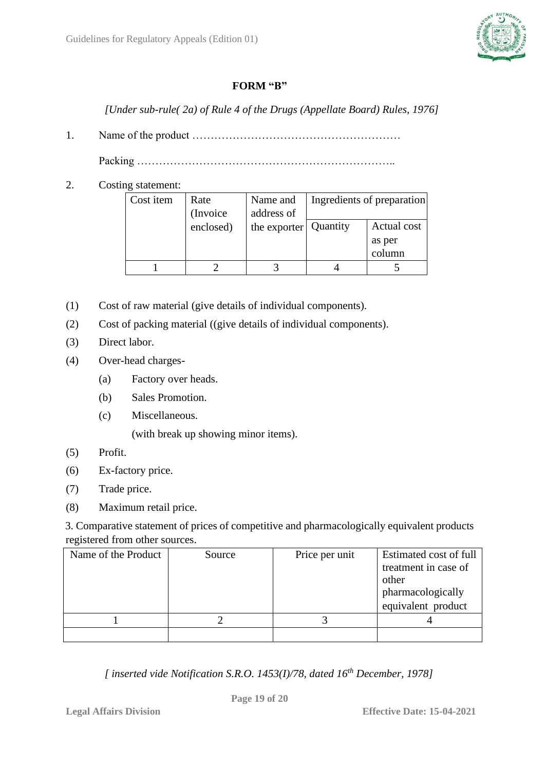**FORM "B"**

*[Under sub-rule( 2a) of Rule 4 of the Drugs (Appellate Board) Rules, 1976]*

1. Name of the product …………………………………………………

   Packing ……………………………………………………………..

2. Costing statement:

| Cost item | Rate (Invoice enclosed) | Name and address of the exporter | Ingredients of preparation | |
|---|---|---|---|---|
| | | | Quantity | Actual cost as per column |
| 1 | 2 | 3 | 4 | 5 |

(1) Cost of raw material (give details of individual components).

(2) Cost of packing material ((give details of individual components).

(3) Direct labor.

(4) Over-head charges-

   (a) Factory over heads.

   (b) Sales Promotion.

   (c) Miscellaneous.

   (with break up showing minor items).

(5) Profit.

(6) Ex-factory price.

(7) Trade price.

(8) Maximum retail price.

3. Comparative statement of prices of competitive and pharmacologically equivalent products registered from other sources.

| Name of the Product | Source | Price per unit | Estimated cost of full treatment in case of other pharmacologically equivalent product |
|---|---|---|---|
| 1 | 2 | 3 | 4 |
| | | | |

*[ inserted vide Notification S.R.O. 1453(I)/78, dated 16th December, 1978]*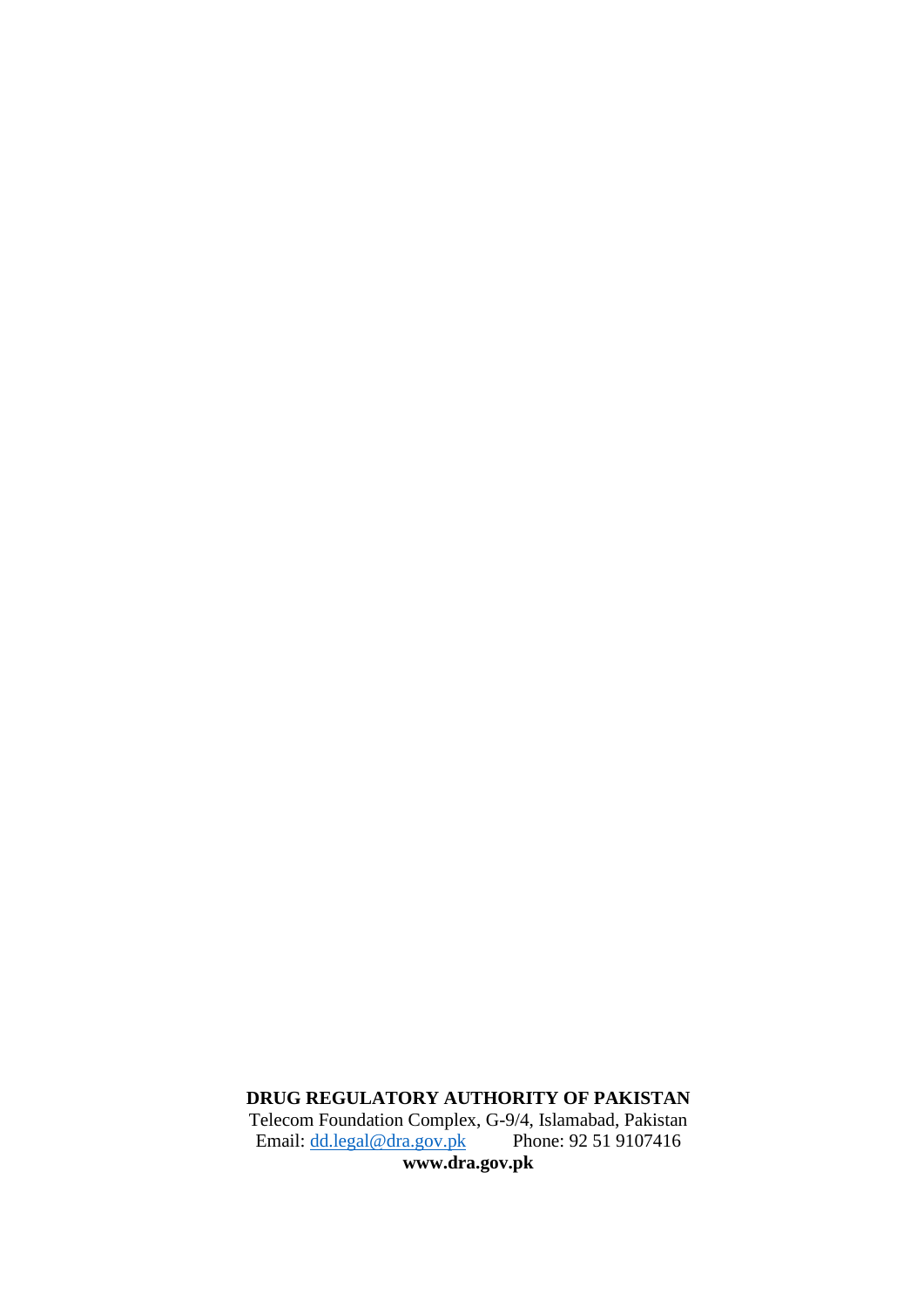**DRUG REGULATORY AUTHORITY OF PAKISTAN**

Telecom Foundation Complex, G-9/4, Islamabad, Pakistan

Email: dd.legal@dra.gov.pk Phone: 92 51 9107416

**www.dra.gov.pk**